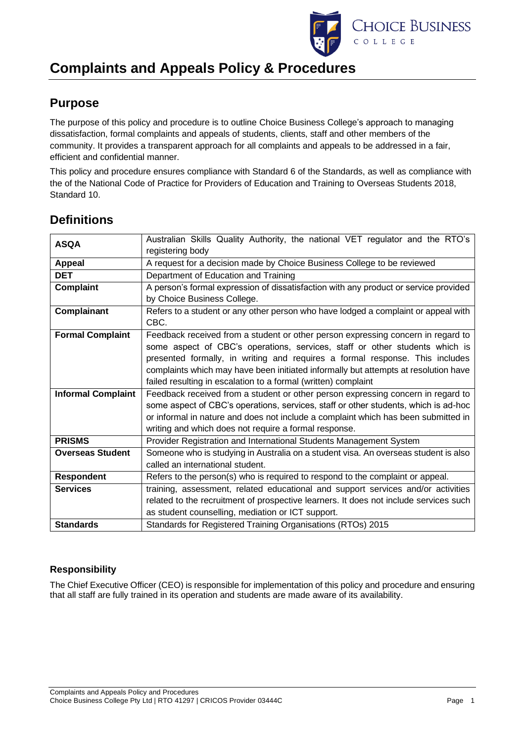# Complaints and Appeals Policy & Procedures

## Purpose

The purpose of this policy and procedure is to outline Choice Business College's approach to managing dissatisfaction, formal complaints and appeals of students, clients, staff and other members of the community. It provides a transparent approach for all complaints and appeals to be addressed in a fair, efficient and confidential manner.

This policy and procedure ensures compliance with Standard 6 of the Standards, as well as compliance with the of the National Code of Practice for Providers of Education and Training to Overseas Students 2018, Standard 10.

## Definitions

| | |
|---|---|
| **ASQA** | Australian Skills Quality Authority, the national VET regulator and the RTO's registering body |
| **Appeal** | A request for a decision made by Choice Business College to be reviewed |
| **DET** | Department of Education and Training |
| **Complaint** | A person's formal expression of dissatisfaction with any product or service provided by Choice Business College. |
| **Complainant** | Refers to a student or any other person who have lodged a complaint or appeal with CBC. |
| **Formal Complaint** | Feedback received from a student or other person expressing concern in regard to some aspect of CBC's operations, services, staff or other students which is presented formally, in writing and requires a formal response. This includes complaints which may have been initiated informally but attempts at resolution have failed resulting in escalation to a formal (written) complaint |
| **Informal Complaint** | Feedback received from a student or other person expressing concern in regard to some aspect of CBC's operations, services, staff or other students, which is ad-hoc or informal in nature and does not include a complaint which has been submitted in writing and which does not require a formal response. |
| **PRISMS** | Provider Registration and International Students Management System |
| **Overseas Student** | Someone who is studying in Australia on a student visa. An overseas student is also called an international student. |
| **Respondent** | Refers to the person(s) who is required to respond to the complaint or appeal. |
| **Services** | training, assessment, related educational and support services and/or activities related to the recruitment of prospective learners. It does not include services such as student counselling, mediation or ICT support. |
| **Standards** | Standards for Registered Training Organisations (RTOs) 2015 |

### Responsibility

The Chief Executive Officer (CEO) is responsible for implementation of this policy and procedure and ensuring that all staff are fully trained in its operation and students are made aware of its availability.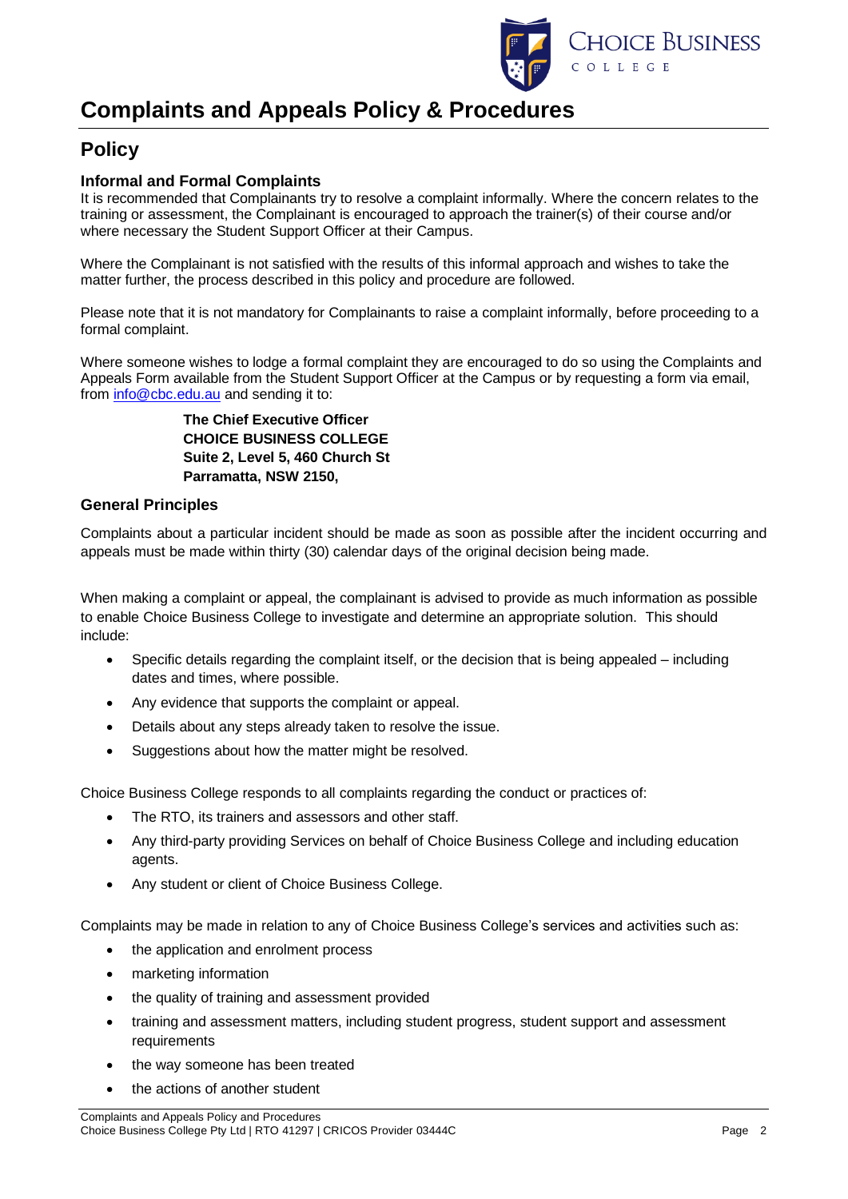# Complaints and Appeals Policy & Procedures

## Policy

### Informal and Formal Complaints

It is recommended that Complainants try to resolve a complaint informally. Where the concern relates to the training or assessment, the Complainant is encouraged to approach the trainer(s) of their course and/or where necessary the Student Support Officer at their Campus.

Where the Complainant is not satisfied with the results of this informal approach and wishes to take the matter further, the process described in this policy and procedure are followed.

Please note that it is not mandatory for Complainants to raise a complaint informally, before proceeding to a formal complaint.

Where someone wishes to lodge a formal complaint they are encouraged to do so using the Complaints and Appeals Form available from the Student Support Officer at the Campus or by requesting a form via email, from info@cbc.edu.au and sending it to:

**The Chief Executive Officer**
**CHOICE BUSINESS COLLEGE**
**Suite 2, Level 5, 460 Church St**
**Parramatta, NSW 2150,**

### General Principles

Complaints about a particular incident should be made as soon as possible after the incident occurring and appeals must be made within thirty (30) calendar days of the original decision being made.

When making a complaint or appeal, the complainant is advised to provide as much information as possible to enable Choice Business College to investigate and determine an appropriate solution. This should include:

- Specific details regarding the complaint itself, or the decision that is being appealed – including dates and times, where possible.
- Any evidence that supports the complaint or appeal.
- Details about any steps already taken to resolve the issue.
- Suggestions about how the matter might be resolved.

Choice Business College responds to all complaints regarding the conduct or practices of:

- The RTO, its trainers and assessors and other staff.
- Any third-party providing Services on behalf of Choice Business College and including education agents.
- Any student or client of Choice Business College.

Complaints may be made in relation to any of Choice Business College's services and activities such as:

- the application and enrolment process
- marketing information
- the quality of training and assessment provided
- training and assessment matters, including student progress, student support and assessment requirements
- the way someone has been treated
- the actions of another student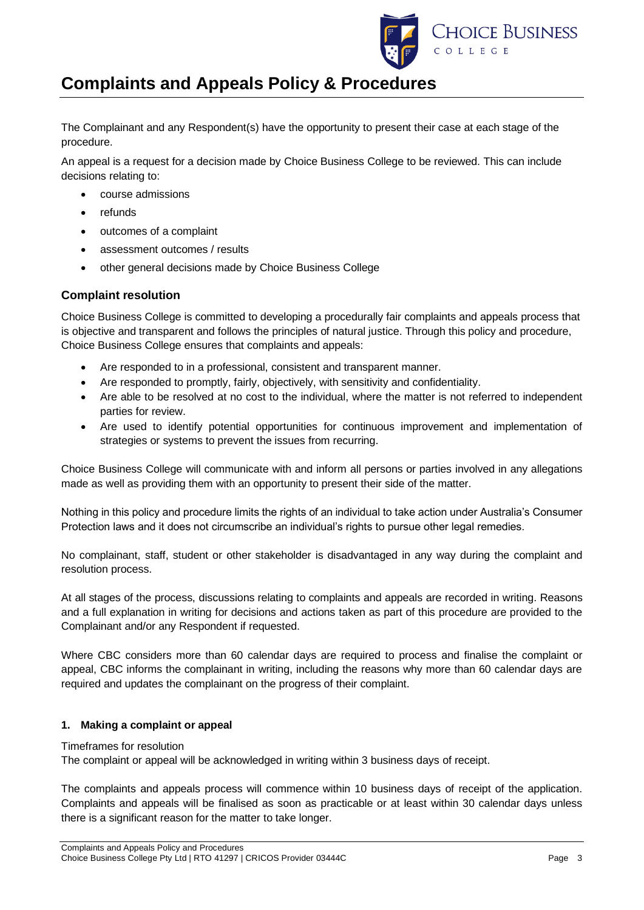# Complaints and Appeals Policy & Procedures

The Complainant and any Respondent(s) have the opportunity to present their case at each stage of the procedure.

An appeal is a request for a decision made by Choice Business College to be reviewed. This can include decisions relating to:

- course admissions
- refunds
- outcomes of a complaint
- assessment outcomes / results
- other general decisions made by Choice Business College

### Complaint resolution

Choice Business College is committed to developing a procedurally fair complaints and appeals process that is objective and transparent and follows the principles of natural justice. Through this policy and procedure, Choice Business College ensures that complaints and appeals:

- Are responded to in a professional, consistent and transparent manner.
- Are responded to promptly, fairly, objectively, with sensitivity and confidentiality.
- Are able to be resolved at no cost to the individual, where the matter is not referred to independent parties for review.
- Are used to identify potential opportunities for continuous improvement and implementation of strategies or systems to prevent the issues from recurring.

Choice Business College will communicate with and inform all persons or parties involved in any allegations made as well as providing them with an opportunity to present their side of the matter.

Nothing in this policy and procedure limits the rights of an individual to take action under Australia's Consumer Protection laws and it does not circumscribe an individual's rights to pursue other legal remedies.

No complainant, staff, student or other stakeholder is disadvantaged in any way during the complaint and resolution process.

At all stages of the process, discussions relating to complaints and appeals are recorded in writing. Reasons and a full explanation in writing for decisions and actions taken as part of this procedure are provided to the Complainant and/or any Respondent if requested.

Where CBC considers more than 60 calendar days are required to process and finalise the complaint or appeal, CBC informs the complainant in writing, including the reasons why more than 60 calendar days are required and updates the complainant on the progress of their complaint.

#### 1. Making a complaint or appeal

Timeframes for resolution

The complaint or appeal will be acknowledged in writing within 3 business days of receipt.

The complaints and appeals process will commence within 10 business days of receipt of the application. Complaints and appeals will be finalised as soon as practicable or at least within 30 calendar days unless there is a significant reason for the matter to take longer.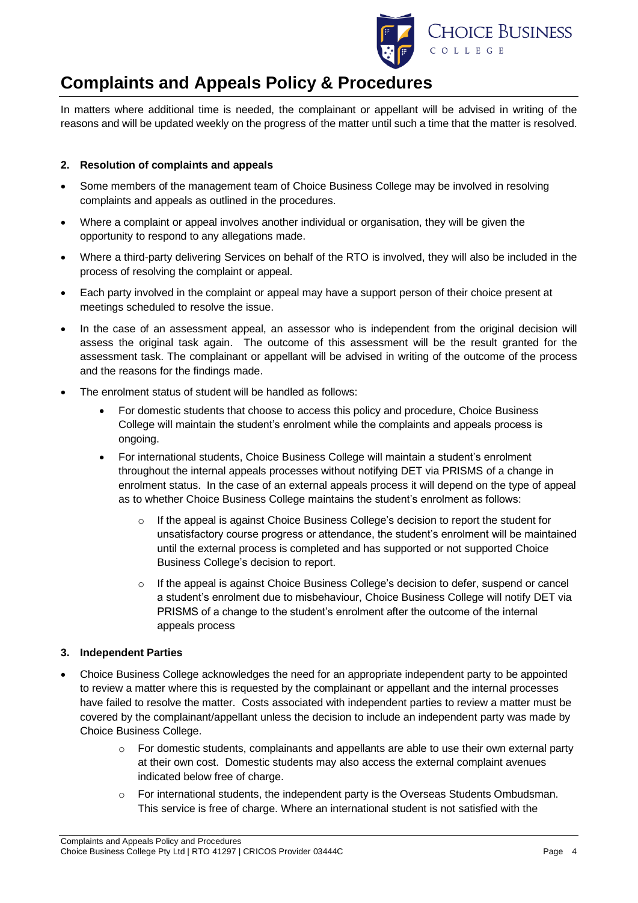In matters where additional time is needed, the complainant or appellant will be advised in writing of the reasons and will be updated weekly on the progress of the matter until such a time that the matter is resolved.

### 2. Resolution of complaints and appeals

- Some members of the management team of Choice Business College may be involved in resolving complaints and appeals as outlined in the procedures.
- Where a complaint or appeal involves another individual or organisation, they will be given the opportunity to respond to any allegations made.
- Where a third-party delivering Services on behalf of the RTO is involved, they will also be included in the process of resolving the complaint or appeal.
- Each party involved in the complaint or appeal may have a support person of their choice present at meetings scheduled to resolve the issue.
- In the case of an assessment appeal, an assessor who is independent from the original decision will assess the original task again. The outcome of this assessment will be the result granted for the assessment task. The complainant or appellant will be advised in writing of the outcome of the process and the reasons for the findings made.
- The enrolment status of student will be handled as follows:
  - For domestic students that choose to access this policy and procedure, Choice Business College will maintain the student's enrolment while the complaints and appeals process is ongoing.
  - For international students, Choice Business College will maintain a student's enrolment throughout the internal appeals processes without notifying DET via PRISMS of a change in enrolment status. In the case of an external appeals process it will depend on the type of appeal as to whether Choice Business College maintains the student's enrolment as follows:
    - If the appeal is against Choice Business College's decision to report the student for unsatisfactory course progress or attendance, the student's enrolment will be maintained until the external process is completed and has supported or not supported Choice Business College's decision to report.
    - If the appeal is against Choice Business College's decision to defer, suspend or cancel a student's enrolment due to misbehaviour, Choice Business College will notify DET via PRISMS of a change to the student's enrolment after the outcome of the internal appeals process

### 3. Independent Parties

- Choice Business College acknowledges the need for an appropriate independent party to be appointed to review a matter where this is requested by the complainant or appellant and the internal processes have failed to resolve the matter. Costs associated with independent parties to review a matter must be covered by the complainant/appellant unless the decision to include an independent party was made by Choice Business College.
  - For domestic students, complainants and appellants are able to use their own external party at their own cost. Domestic students may also access the external complaint avenues indicated below free of charge.
  - For international students, the independent party is the Overseas Students Ombudsman. This service is free of charge. Where an international student is not satisfied with the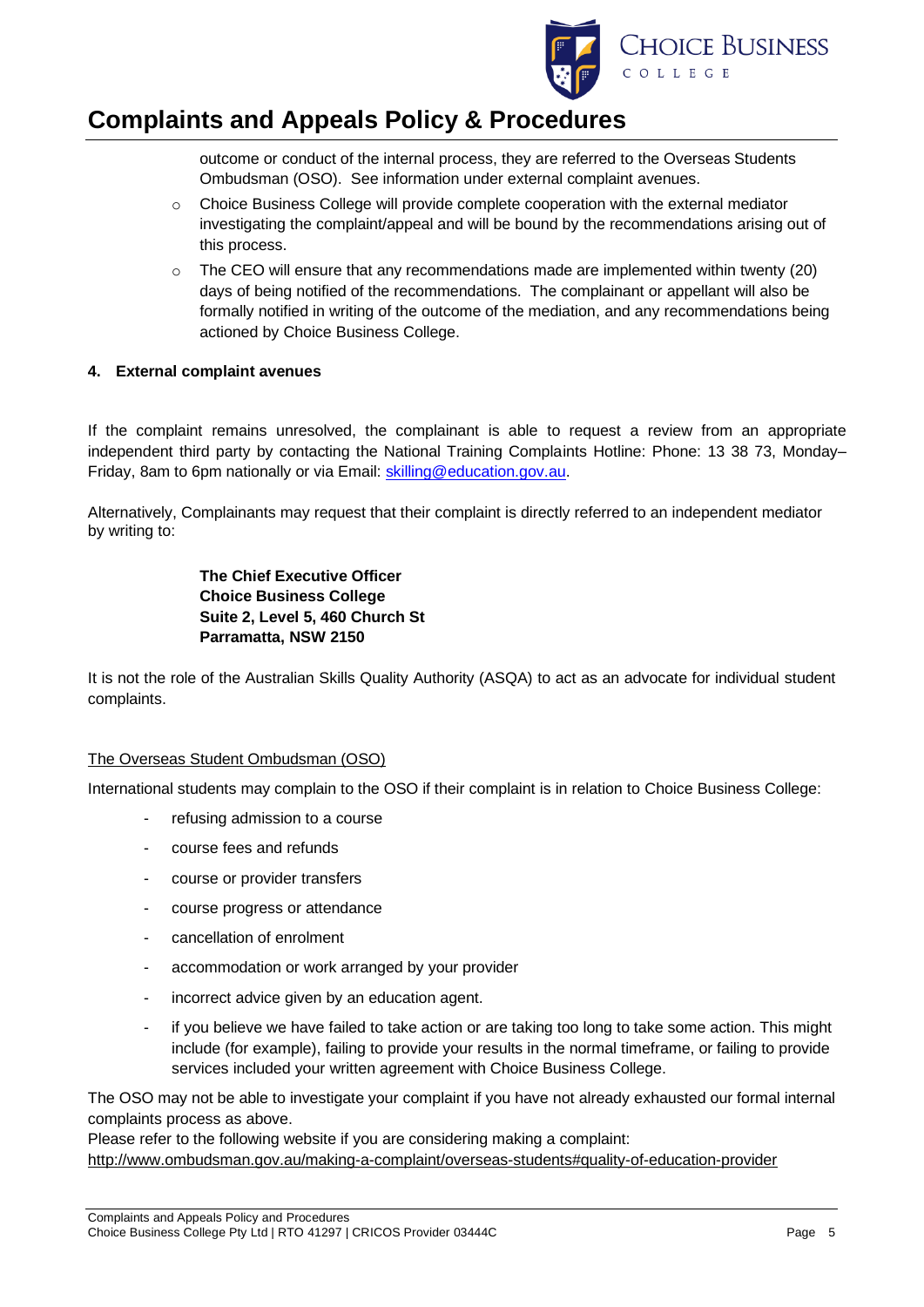outcome or conduct of the internal process, they are referred to the Overseas Students Ombudsman (OSO). See information under external complaint avenues.

- Choice Business College will provide complete cooperation with the external mediator investigating the complaint/appeal and will be bound by the recommendations arising out of this process.
- The CEO will ensure that any recommendations made are implemented within twenty (20) days of being notified of the recommendations. The complainant or appellant will also be formally notified in writing of the outcome of the mediation, and any recommendations being actioned by Choice Business College.

**4. External complaint avenues**

If the complaint remains unresolved, the complainant is able to request a review from an appropriate independent third party by contacting the National Training Complaints Hotline: Phone: 13 38 73, Monday–Friday, 8am to 6pm nationally or via Email: skilling@education.gov.au.

Alternatively, Complainants may request that their complaint is directly referred to an independent mediator by writing to:

**The Chief Executive Officer**
**Choice Business College**
**Suite 2, Level 5, 460 Church St**
**Parramatta, NSW 2150**

It is not the role of the Australian Skills Quality Authority (ASQA) to act as an advocate for individual student complaints.

The Overseas Student Ombudsman (OSO)

International students may complain to the OSO if their complaint is in relation to Choice Business College:

- refusing admission to a course
- course fees and refunds
- course or provider transfers
- course progress or attendance
- cancellation of enrolment
- accommodation or work arranged by your provider
- incorrect advice given by an education agent.
- if you believe we have failed to take action or are taking too long to take some action. This might include (for example), failing to provide your results in the normal timeframe, or failing to provide services included your written agreement with Choice Business College.

The OSO may not be able to investigate your complaint if you have not already exhausted our formal internal complaints process as above.
Please refer to the following website if you are considering making a complaint:
http://www.ombudsman.gov.au/making-a-complaint/overseas-students#quality-of-education-provider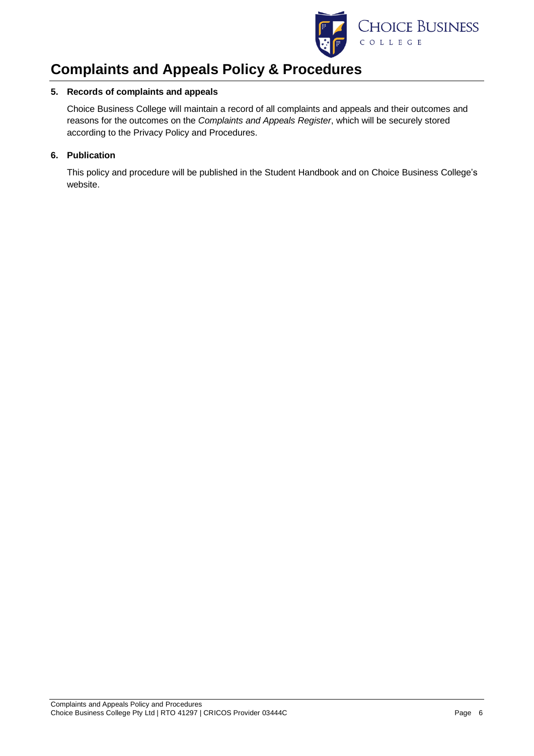## 5. Records of complaints and appeals

Choice Business College will maintain a record of all complaints and appeals and their outcomes and reasons for the outcomes on the *Complaints and Appeals Register*, which will be securely stored according to the Privacy Policy and Procedures.

## 6. Publication

This policy and procedure will be published in the Student Handbook and on Choice Business College's website.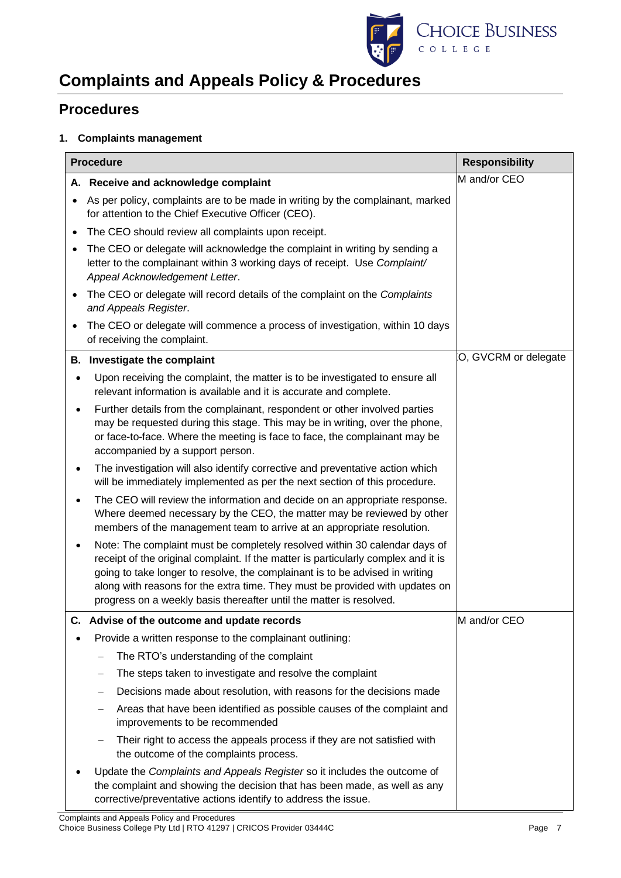# Complaints and Appeals Policy & Procedures

## Procedures

### 1. Complaints management

| Procedure | Responsibility |
|---|---|
| **A. Receive and acknowledge complaint**<br>• As per policy, complaints are to be made in writing by the complainant, marked for attention to the Chief Executive Officer (CEO).<br>• The CEO should review all complaints upon receipt.<br>• The CEO or delegate will acknowledge the complaint in writing by sending a letter to the complainant within 3 working days of receipt. Use *Complaint/ Appeal Acknowledgement Letter*.<br>• The CEO or delegate will record details of the complaint on the *Complaints and Appeals Register*.<br>• The CEO or delegate will commence a process of investigation, within 10 days of receiving the complaint. | M and/or CEO |
| **B. Investigate the complaint**<br>• Upon receiving the complaint, the matter is to be investigated to ensure all relevant information is available and it is accurate and complete.<br>• Further details from the complainant, respondent or other involved parties may be requested during this stage. This may be in writing, over the phone, or face-to-face. Where the meeting is face to face, the complainant may be accompanied by a support person.<br>• The investigation will also identify corrective and preventative action which will be immediately implemented as per the next section of this procedure.<br>• The CEO will review the information and decide on an appropriate response. Where deemed necessary by the CEO, the matter may be reviewed by other members of the management team to arrive at an appropriate resolution.<br>• Note: The complaint must be completely resolved within 30 calendar days of receipt of the original complaint. If the matter is particularly complex and it is going to take longer to resolve, the complainant is to be advised in writing along with reasons for the extra time. They must be provided with updates on progress on a weekly basis thereafter until the matter is resolved. | O, GVCRM or delegate |
| **C. Advise of the outcome and update records**<br>• Provide a written response to the complainant outlining:<br>&nbsp;&nbsp;– The RTO's understanding of the complaint<br>&nbsp;&nbsp;– The steps taken to investigate and resolve the complaint<br>&nbsp;&nbsp;– Decisions made about resolution, with reasons for the decisions made<br>&nbsp;&nbsp;– Areas that have been identified as possible causes of the complaint and improvements to be recommended<br>&nbsp;&nbsp;– Their right to access the appeals process if they are not satisfied with the outcome of the complaints process.<br>• Update the *Complaints and Appeals Register* so it includes the outcome of the complaint and showing the decision that has been made, as well as any corrective/preventative actions identify to address the issue. | M and/or CEO |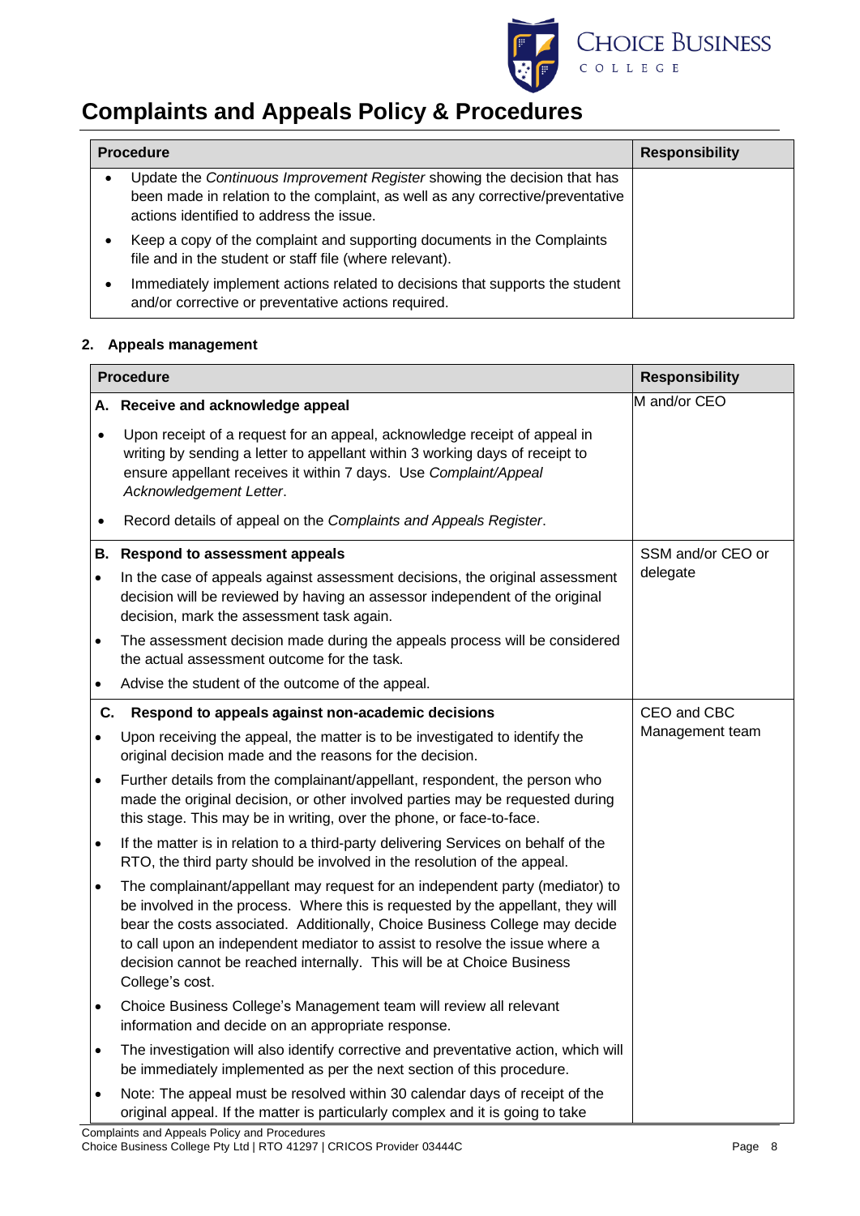# Complaints and Appeals Policy & Procedures

| Procedure | Responsibility |
| --- | --- |
| • Update the *Continuous Improvement Register* showing the decision that has been made in relation to the complaint, as well as any corrective/preventative actions identified to address the issue.<br>• Keep a copy of the complaint and supporting documents in the Complaints file and in the student or staff file (where relevant).<br>• Immediately implement actions related to decisions that supports the student and/or corrective or preventative actions required. | |

**2. Appeals management**

| Procedure | Responsibility |
| --- | --- |
| **A. Receive and acknowledge appeal**<br>• Upon receipt of a request for an appeal, acknowledge receipt of appeal in writing by sending a letter to appellant within 3 working days of receipt to ensure appellant receives it within 7 days. Use *Complaint/Appeal Acknowledgement Letter*.<br>• Record details of appeal on the *Complaints and Appeals Register*. | M and/or CEO |
| **B. Respond to assessment appeals**<br>• In the case of appeals against assessment decisions, the original assessment decision will be reviewed by having an assessor independent of the original decision, mark the assessment task again.<br>• The assessment decision made during the appeals process will be considered the actual assessment outcome for the task.<br>• Advise the student of the outcome of the appeal. | SSM and/or CEO or delegate |
| **C. Respond to appeals against non-academic decisions**<br>• Upon receiving the appeal, the matter is to be investigated to identify the original decision made and the reasons for the decision.<br>• Further details from the complainant/appellant, respondent, the person who made the original decision, or other involved parties may be requested during this stage. This may be in writing, over the phone, or face-to-face.<br>• If the matter is in relation to a third-party delivering Services on behalf of the RTO, the third party should be involved in the resolution of the appeal.<br>• The complainant/appellant may request for an independent party (mediator) to be involved in the process. Where this is requested by the appellant, they will bear the costs associated. Additionally, Choice Business College may decide to call upon an independent mediator to assist to resolve the issue where a decision cannot be reached internally. This will be at Choice Business College's cost.<br>• Choice Business College's Management team will review all relevant information and decide on an appropriate response.<br>• The investigation will also identify corrective and preventative action, which will be immediately implemented as per the next section of this procedure.<br>• Note: The appeal must be resolved within 30 calendar days of receipt of the original appeal. If the matter is particularly complex and it is going to take | CEO and CBC Management team |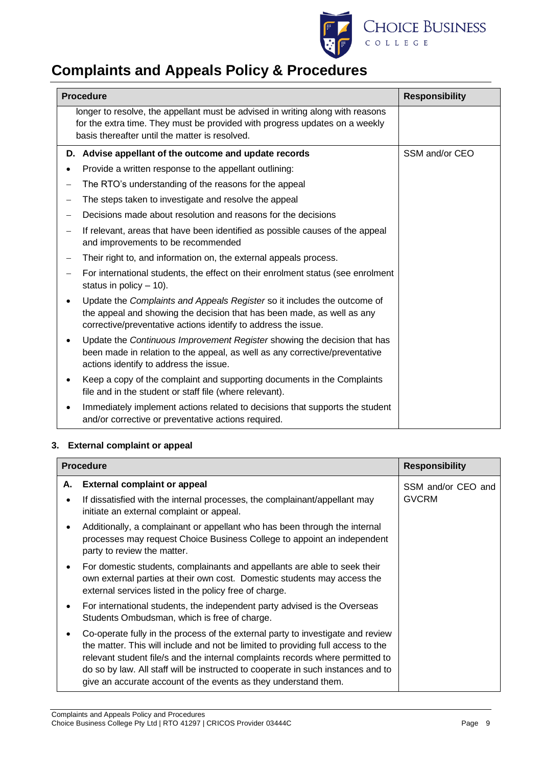# Complaints and Appeals Policy & Procedures

| Procedure | Responsibility |
| --- | --- |
| longer to resolve, the appellant must be advised in writing along with reasons for the extra time. They must be provided with progress updates on a weekly basis thereafter until the matter is resolved. | |
| **D. Advise appellant of the outcome and update records**<br>• Provide a written response to the appellant outlining:<br>– The RTO's understanding of the reasons for the appeal<br>– The steps taken to investigate and resolve the appeal<br>– Decisions made about resolution and reasons for the decisions<br>– If relevant, areas that have been identified as possible causes of the appeal and improvements to be recommended<br>– Their right to, and information on, the external appeals process.<br>– For international students, the effect on their enrolment status (see enrolment status in policy – 10).<br>• Update the *Complaints and Appeals Register* so it includes the outcome of the appeal and showing the decision that has been made, as well as any corrective/preventative actions identify to address the issue.<br>• Update the *Continuous Improvement Register* showing the decision that has been made in relation to the appeal, as well as any corrective/preventative actions identify to address the issue.<br>• Keep a copy of the complaint and supporting documents in the Complaints file and in the student or staff file (where relevant).<br>• Immediately implement actions related to decisions that supports the student and/or corrective or preventative actions required. | SSM and/or CEO |

**3. External complaint or appeal**

| Procedure | Responsibility |
| --- | --- |
| **A. External complaint or appeal**<br>• If dissatisfied with the internal processes, the complainant/appellant may initiate an external complaint or appeal.<br>• Additionally, a complainant or appellant who has been through the internal processes may request Choice Business College to appoint an independent party to review the matter.<br>• For domestic students, complainants and appellants are able to seek their own external parties at their own cost. Domestic students may access the external services listed in the policy free of charge.<br>• For international students, the independent party advised is the Overseas Students Ombudsman, which is free of charge.<br>• Co-operate fully in the process of the external party to investigate and review the matter. This will include and not be limited to providing full access to the relevant student file/s and the internal complaints records where permitted to do so by law. All staff will be instructed to cooperate in such instances and to give an accurate account of the events as they understand them. | SSM and/or CEO and GVCRM |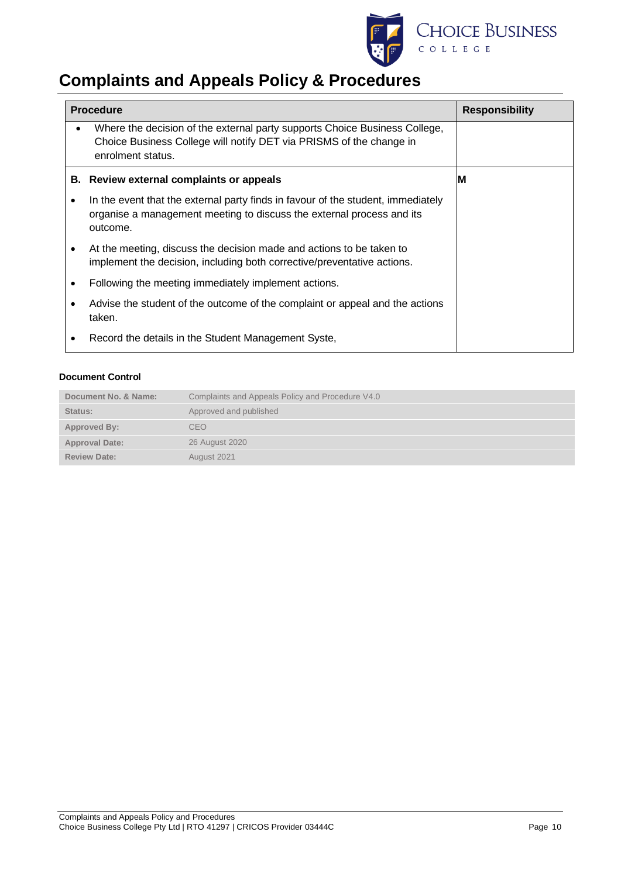# Complaints and Appeals Policy & Procedures

| Procedure | Responsibility |
|---|---|
| • Where the decision of the external party supports Choice Business College, Choice Business College will notify DET via PRISMS of the change in enrolment status. | |
| **B. Review external complaints or appeals**<br>• In the event that the external party finds in favour of the student, immediately organise a management meeting to discuss the external process and its outcome.<br>• At the meeting, discuss the decision made and actions to be taken to implement the decision, including both corrective/preventative actions.<br>• Following the meeting immediately implement actions.<br>• Advise the student of the outcome of the complaint or appeal and the actions taken.<br>• Record the details in the Student Management Syste, | M |

**Document Control**

| | |
|---|---|
| **Document No. & Name:** | Complaints and Appeals Policy and Procedure V4.0 |
| **Status:** | Approved and published |
| **Approved By:** | CEO |
| **Approval Date:** | 26 August 2020 |
| **Review Date:** | August 2021 |